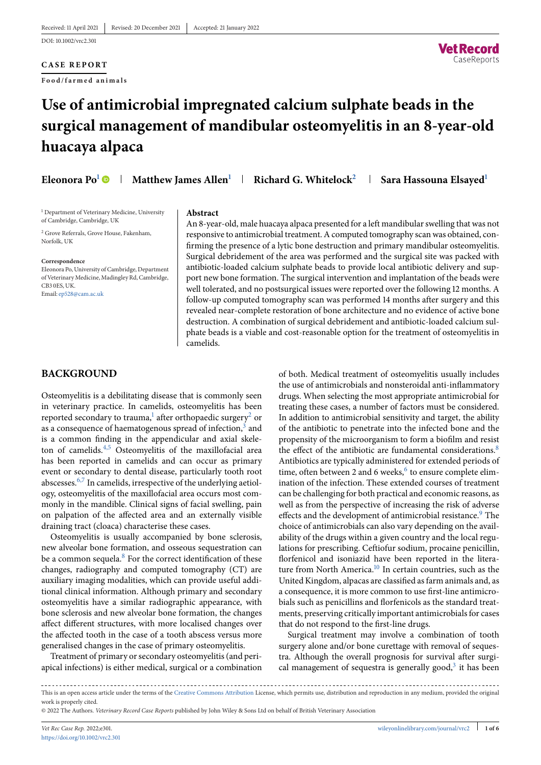Received: 11 April 2021 | Revised: 20 December 2021 | Accepted: 21 January 2022

DOI: 10.1002/vrc2.301

**CASE REPORT**

**Food/farmed animals**

# Use of antimicrobial impregnated calcium sulphate beads in the surgical management of mandibular osteomyelitis in an 8-year-old huacaya alpaca

**Eleonora Po[1] | Matthew James Allen[1] | Richard G. Whitelock[2] | Sara Hassouna Elsayed[1]**

[1] Department of Veterinary Medicine, University of Cambridge, Cambridge, UK

[2] Grove Referrals, Grove House, Fakenham, Norfolk, UK

**Correspondence**
Eleonora Po, University of Cambridge, Department of Veterinary Medicine, Madingley Rd, Cambridge, CB3 0ES, UK.
Email: ep528@cam.ac.uk

**Abstract**

An 8-year-old, male huacaya alpaca presented for a left mandibular swelling that was not responsive to antimicrobial treatment. A computed tomography scan was obtained, confirming the presence of a lytic bone destruction and primary mandibular osteomyelitis. Surgical debridement of the area was performed and the surgical site was packed with antibiotic-loaded calcium sulphate beads to provide local antibiotic delivery and support new bone formation. The surgical intervention and implantation of the beads were well tolerated, and no postsurgical issues were reported over the following 12 months. A follow-up computed tomography scan was performed 14 months after surgery and this revealed near-complete restoration of bone architecture and no evidence of active bone destruction. A combination of surgical debridement and antibiotic-loaded calcium sulphate beads is a viable and cost-reasonable option for the treatment of osteomyelitis in camelids.

## BACKGROUND

Osteomyelitis is a debilitating disease that is commonly seen in veterinary practice. In camelids, osteomyelitis has been reported secondary to trauma,[1] after orthopaedic surgery[2] or as a consequence of haematogenous spread of infection,[3] and is a common finding in the appendicular and axial skeleton of camelids.[4,5] Osteomyelitis of the maxillofacial area has been reported in camelids and can occur as primary event or secondary to dental disease, particularly tooth root abscesses.[6,7] In camelids, irrespective of the underlying aetiology, osteomyelitis of the maxillofacial area occurs most commonly in the mandible. Clinical signs of facial swelling, pain on palpation of the affected area and an externally visible draining tract (cloaca) characterise these cases.

Osteomyelitis is usually accompanied by bone sclerosis, new alveolar bone formation, and osseous sequestration can be a common sequela.[8] For the correct identification of these changes, radiography and computed tomography (CT) are auxiliary imaging modalities, which can provide useful additional clinical information. Although primary and secondary osteomyelitis have a similar radiographic appearance, with bone sclerosis and new alveolar bone formation, the changes affect different structures, with more localised changes over the affected tooth in the case of a tooth abscess versus more generalised changes in the case of primary osteomyelitis.

Treatment of primary or secondary osteomyelitis (and periapical infections) is either medical, surgical or a combination of both. Medical treatment of osteomyelitis usually includes the use of antimicrobials and nonsteroidal anti-inflammatory drugs. When selecting the most appropriate antimicrobial for treating these cases, a number of factors must be considered. In addition to antimicrobial sensitivity and target, the ability of the antibiotic to penetrate into the infected bone and the propensity of the microorganism to form a biofilm and resist the effect of the antibiotic are fundamental considerations.[8] Antibiotics are typically administered for extended periods of time, often between 2 and 6 weeks,[6] to ensure complete elimination of the infection. These extended courses of treatment can be challenging for both practical and economic reasons, as well as from the perspective of increasing the risk of adverse effects and the development of antimicrobial resistance.[9] The choice of antimicrobials can also vary depending on the availability of the drugs within a given country and the local regulations for prescribing. Ceftiofur sodium, procaine penicillin, florfenicol and isoniazid have been reported in the literature from North America.[10] In certain countries, such as the United Kingdom, alpacas are classified as farm animals and, as a consequence, it is more common to use first-line antimicrobials such as penicillins and florfenicols as the standard treatments, preserving critically important antimicrobials for cases that do not respond to the first-line drugs.

Surgical treatment may involve a combination of tooth surgery alone and/or bone curettage with removal of sequestra. Although the overall prognosis for survival after surgical management of sequestra is generally good,[3] it has been

This is an open access article under the terms of the Creative Commons Attribution License, which permits use, distribution and reproduction in any medium, provided the original work is properly cited.

© 2022 The Authors. *Veterinary Record Case Reports* published by John Wiley & Sons Ltd on behalf of British Veterinary Association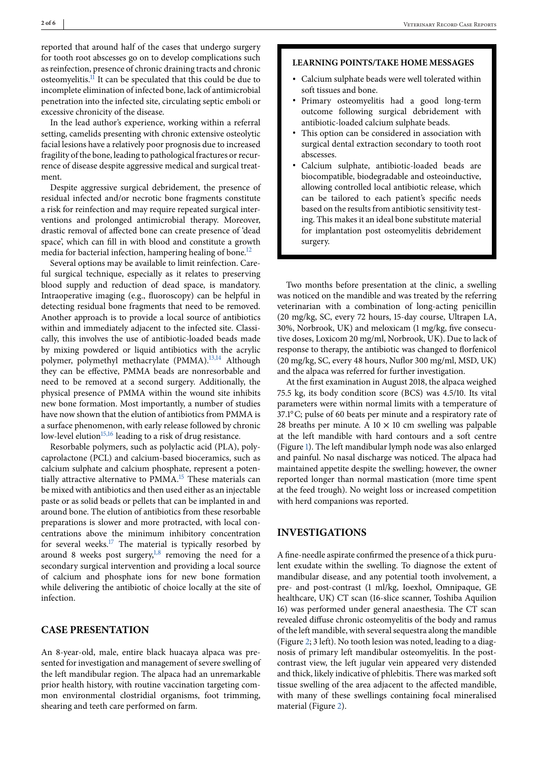reported that around half of the cases that undergo surgery for tooth root abscesses go on to develop complications such as reinfection, presence of chronic draining tracts and chronic osteomyelitis.[11] It can be speculated that this could be due to incomplete elimination of infected bone, lack of antimicrobial penetration into the infected site, circulating septic emboli or excessive chronicity of the disease.

In the lead author's experience, working within a referral setting, camelids presenting with chronic extensive osteolytic facial lesions have a relatively poor prognosis due to increased fragility of the bone, leading to pathological fractures or recurrence of disease despite aggressive medical and surgical treatment.

Despite aggressive surgical debridement, the presence of residual infected and/or necrotic bone fragments constitute a risk for reinfection and may require repeated surgical interventions and prolonged antimicrobial therapy. Moreover, drastic removal of affected bone can create presence of 'dead space', which can fill in with blood and constitute a growth media for bacterial infection, hampering healing of bone.[12]

Several options may be available to limit reinfection. Careful surgical technique, especially as it relates to preserving blood supply and reduction of dead space, is mandatory. Intraoperative imaging (e.g., fluoroscopy) can be helpful in detecting residual bone fragments that need to be removed. Another approach is to provide a local source of antibiotics within and immediately adjacent to the infected site. Classically, this involves the use of antibiotic-loaded beads made by mixing powdered or liquid antibiotics with the acrylic polymer, polymethyl methacrylate (PMMA).[13,14] Although they can be effective, PMMA beads are nonresorbable and need to be removed at a second surgery. Additionally, the physical presence of PMMA within the wound site inhibits new bone formation. Most importantly, a number of studies have now shown that the elution of antibiotics from PMMA is a surface phenomenon, with early release followed by chronic low-level elution[15,16] leading to a risk of drug resistance.

Resorbable polymers, such as polylactic acid (PLA), polycaprolactone (PCL) and calcium-based bioceramics, such as calcium sulphate and calcium phosphate, represent a potentially attractive alternative to PMMA.[15] These materials can be mixed with antibiotics and then used either as an injectable paste or as solid beads or pellets that can be implanted in and around bone. The elution of antibiotics from these resorbable preparations is slower and more protracted, with local concentrations above the minimum inhibitory concentration for several weeks.[17] The material is typically resorbed by around 8 weeks post surgery,[1,8] removing the need for a secondary surgical intervention and providing a local source of calcium and phosphate ions for new bone formation while delivering the antibiotic of choice locally at the site of infection.

## CASE PRESENTATION

An 8-year-old, male, entire black huacaya alpaca was presented for investigation and management of severe swelling of the left mandibular region. The alpaca had an unremarkable prior health history, with routine vaccination targeting common environmental clostridial organisms, foot trimming, shearing and teeth care performed on farm.

> **LEARNING POINTS/TAKE HOME MESSAGES**
>
> - Calcium sulphate beads were well tolerated within soft tissues and bone.
> - Primary osteomyelitis had a good long-term outcome following surgical debridement with antibiotic-loaded calcium sulphate beads.
> - This option can be considered in association with surgical dental extraction secondary to tooth root abscesses.
> - Calcium sulphate, antibiotic-loaded beads are biocompatible, biodegradable and osteoinductive, allowing controlled local antibiotic release, which can be tailored to each patient's specific needs based on the results from antibiotic sensitivity testing. This makes it an ideal bone substitute material for implantation post osteomyelitis debridement surgery.

Two months before presentation at the clinic, a swelling was noticed on the mandible and was treated by the referring veterinarian with a combination of long-acting penicillin (20 mg/kg, SC, every 72 hours, 15-day course, Ultrapen LA, 30%, Norbrook, UK) and meloxicam (1 mg/kg, five consecutive doses, Loxicom 20 mg/ml, Norbrook, UK). Due to lack of response to therapy, the antibiotic was changed to florfenicol (20 mg/kg, SC, every 48 hours, Nuflor 300 mg/ml, MSD, UK) and the alpaca was referred for further investigation.

At the first examination in August 2018, the alpaca weighed 75.5 kg, its body condition score (BCS) was 4.5/10. Its vital parameters were within normal limits with a temperature of 37.1°C; pulse of 60 beats per minute and a respiratory rate of 28 breaths per minute. A 10 × 10 cm swelling was palpable at the left mandible with hard contours and a soft centre (Figure 1). The left mandibular lymph node was also enlarged and painful. No nasal discharge was noticed. The alpaca had maintained appetite despite the swelling; however, the owner reported longer than normal mastication (more time spent at the feed trough). No weight loss or increased competition with herd companions was reported.

## INVESTIGATIONS

A fine-needle aspirate confirmed the presence of a thick purulent exudate within the swelling. To diagnose the extent of mandibular disease, and any potential tooth involvement, a pre- and post-contrast (1 ml/kg, Ioexhol, Omnipaque, GE healthcare, UK) CT scan (16-slice scanner, Toshiba Aquilion 16) was performed under general anaesthesia. The CT scan revealed diffuse chronic osteomyelitis of the body and ramus of the left mandible, with several sequestra along the mandible (Figure 2; 3 left). No tooth lesion was noted, leading to a diagnosis of primary left mandibular osteomyelitis. In the post-contrast view, the left jugular vein appeared very distended and thick, likely indicative of phlebitis. There was marked soft tissue swelling of the area adjacent to the affected mandible, with many of these swellings containing focal mineralised material (Figure 2).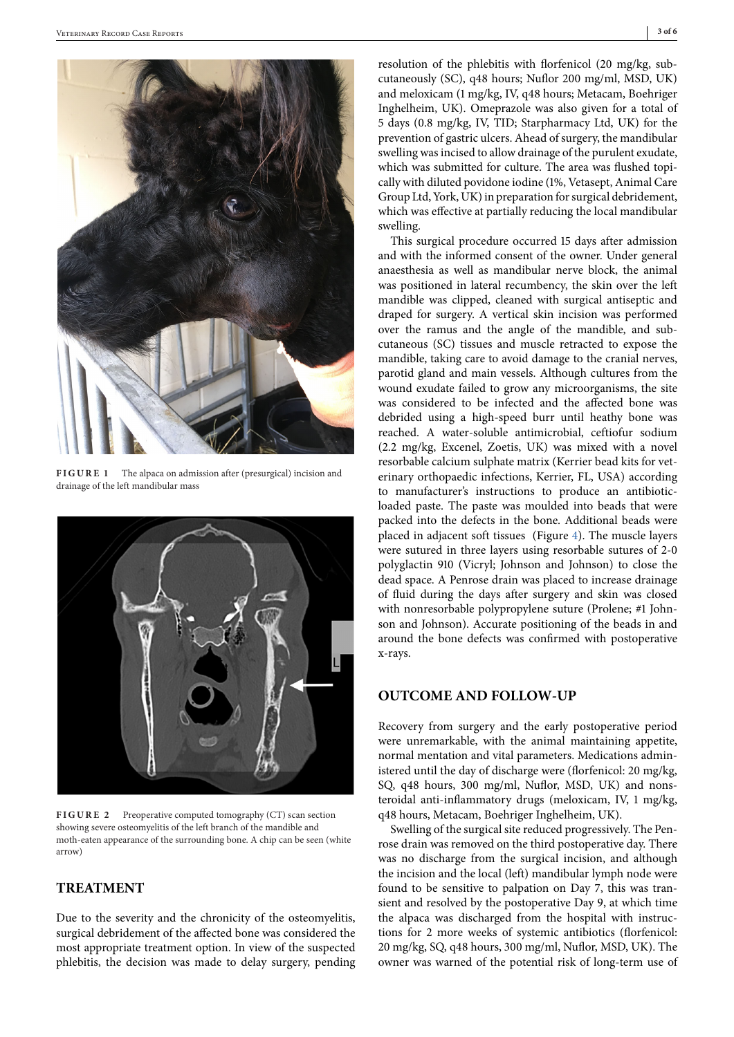**FIGURE 1** The alpaca on admission after (presurgical) incision and drainage of the left mandibular mass

**FIGURE 2** Preoperative computed tomography (CT) scan section showing severe osteomyelitis of the left branch of the mandible and moth-eaten appearance of the surrounding bone. A chip can be seen (white arrow)

## TREATMENT

Due to the severity and the chronicity of the osteomyelitis, surgical debridement of the affected bone was considered the most appropriate treatment option. In view of the suspected phlebitis, the decision was made to delay surgery, pending resolution of the phlebitis with florfenicol (20 mg/kg, subcutaneously (SC), q48 hours; Nuflor 200 mg/ml, MSD, UK) and meloxicam (1 mg/kg, IV, q48 hours; Metacam, Boehriger Inghelheim, UK). Omeprazole was also given for a total of 5 days (0.8 mg/kg, IV, TID; Starpharmacy Ltd, UK) for the prevention of gastric ulcers. Ahead of surgery, the mandibular swelling was incised to allow drainage of the purulent exudate, which was submitted for culture. The area was flushed topically with diluted povidone iodine (1%, Vetasept, Animal Care Group Ltd, York, UK) in preparation for surgical debridement, which was effective at partially reducing the local mandibular swelling.

This surgical procedure occurred 15 days after admission and with the informed consent of the owner. Under general anaesthesia as well as mandibular nerve block, the animal was positioned in lateral recumbency, the skin over the left mandible was clipped, cleaned with surgical antiseptic and draped for surgery. A vertical skin incision was performed over the ramus and the angle of the mandible, and subcutaneous (SC) tissues and muscle retracted to expose the mandible, taking care to avoid damage to the cranial nerves, parotid gland and main vessels. Although cultures from the wound exudate failed to grow any microorganisms, the site was considered to be infected and the affected bone was debrided using a high-speed burr until heathy bone was reached. A water-soluble antimicrobial, ceftiofur sodium (2.2 mg/kg, Excenel, Zoetis, UK) was mixed with a novel resorbable calcium sulphate matrix (Kerrier bead kits for veterinary orthopaedic infections, Kerrier, FL, USA) according to manufacturer's instructions to produce an antibiotic-loaded paste. The paste was moulded into beads that were packed into the defects in the bone. Additional beads were placed in adjacent soft tissues (Figure 4). The muscle layers were sutured in three layers using resorbable sutures of 2-0 polyglactin 910 (Vicryl; Johnson and Johnson) to close the dead space. A Penrose drain was placed to increase drainage of fluid during the days after surgery and skin was closed with nonresorbable polypropylene suture (Prolene; #1 Johnson and Johnson). Accurate positioning of the beads in and around the bone defects was confirmed with postoperative x-rays.

## OUTCOME AND FOLLOW-UP

Recovery from surgery and the early postoperative period were unremarkable, with the animal maintaining appetite, normal mentation and vital parameters. Medications administered until the day of discharge were (florfenicol: 20 mg/kg, SQ, q48 hours, 300 mg/ml, Nuflor, MSD, UK) and nonsteroidal anti-inflammatory drugs (meloxicam, IV, 1 mg/kg, q48 hours, Metacam, Boehriger Inghelheim, UK).

Swelling of the surgical site reduced progressively. The Penrose drain was removed on the third postoperative day. There was no discharge from the surgical incision, and although the incision and the local (left) mandibular lymph node were found to be sensitive to palpation on Day 7, this was transient and resolved by the postoperative Day 9, at which time the alpaca was discharged from the hospital with instructions for 2 more weeks of systemic antibiotics (florfenicol: 20 mg/kg, SQ, q48 hours, 300 mg/ml, Nuflor, MSD, UK). The owner was warned of the potential risk of long-term use of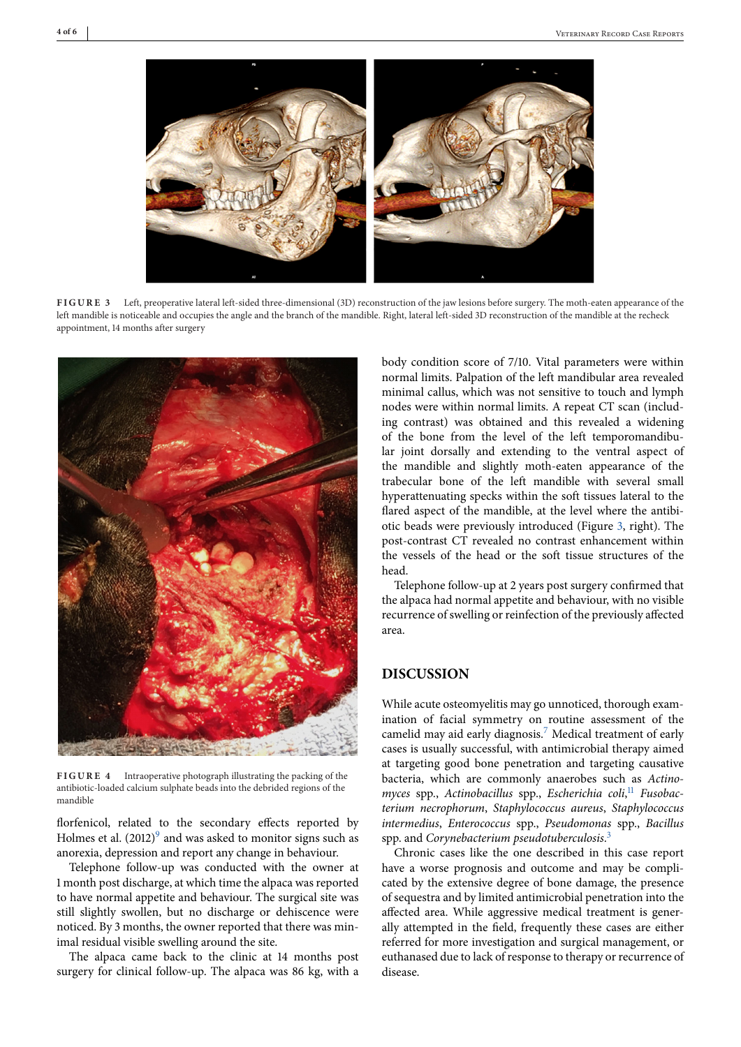FIGURE 3 Left, preoperative lateral left-sided three-dimensional (3D) reconstruction of the jaw lesions before surgery. The moth-eaten appearance of the left mandible is noticeable and occupies the angle and the branch of the mandible. Right, lateral left-sided 3D reconstruction of the mandible at the recheck appointment, 14 months after surgery

FIGURE 4 Intraoperative photograph illustrating the packing of the antibiotic-loaded calcium sulphate beads into the debrided regions of the mandible

florfenicol, related to the secondary effects reported by Holmes et al. (2012)[9] and was asked to monitor signs such as anorexia, depression and report any change in behaviour.

Telephone follow-up was conducted with the owner at 1 month post discharge, at which time the alpaca was reported to have normal appetite and behaviour. The surgical site was still slightly swollen, but no discharge or dehiscence were noticed. By 3 months, the owner reported that there was minimal residual visible swelling around the site.

The alpaca came back to the clinic at 14 months post surgery for clinical follow-up. The alpaca was 86 kg, with a body condition score of 7/10. Vital parameters were within normal limits. Palpation of the left mandibular area revealed minimal callus, which was not sensitive to touch and lymph nodes were within normal limits. A repeat CT scan (including contrast) was obtained and this revealed a widening of the bone from the level of the left temporomandibular joint dorsally and extending to the ventral aspect of the mandible and slightly moth-eaten appearance of the trabecular bone of the left mandible with several small hyperattenuating specks within the soft tissues lateral to the flared aspect of the mandible, at the level where the antibiotic beads were previously introduced (Figure 3, right). The post-contrast CT revealed no contrast enhancement within the vessels of the head or the soft tissue structures of the head.

Telephone follow-up at 2 years post surgery confirmed that the alpaca had normal appetite and behaviour, with no visible recurrence of swelling or reinfection of the previously affected area.

## DISCUSSION

While acute osteomyelitis may go unnoticed, thorough examination of facial symmetry on routine assessment of the camelid may aid early diagnosis.[7] Medical treatment of early cases is usually successful, with antimicrobial therapy aimed at targeting good bone penetration and targeting causative bacteria, which are commonly anaerobes such as *Actinomyces* spp., *Actinobacillus* spp., *Escherichia coli*,[11] *Fusobacterium necrophorum*, *Staphylococcus aureus*, *Staphylococcus intermedius*, *Enterococcus* spp., *Pseudomonas* spp., *Bacillus* spp. and *Corynebacterium pseudotuberculosis*.[3]

Chronic cases like the one described in this case report have a worse prognosis and outcome and may be complicated by the extensive degree of bone damage, the presence of sequestra and by limited antimicrobial penetration into the affected area. While aggressive medical treatment is generally attempted in the field, frequently these cases are either referred for more investigation and surgical management, or euthanased due to lack of response to therapy or recurrence of disease.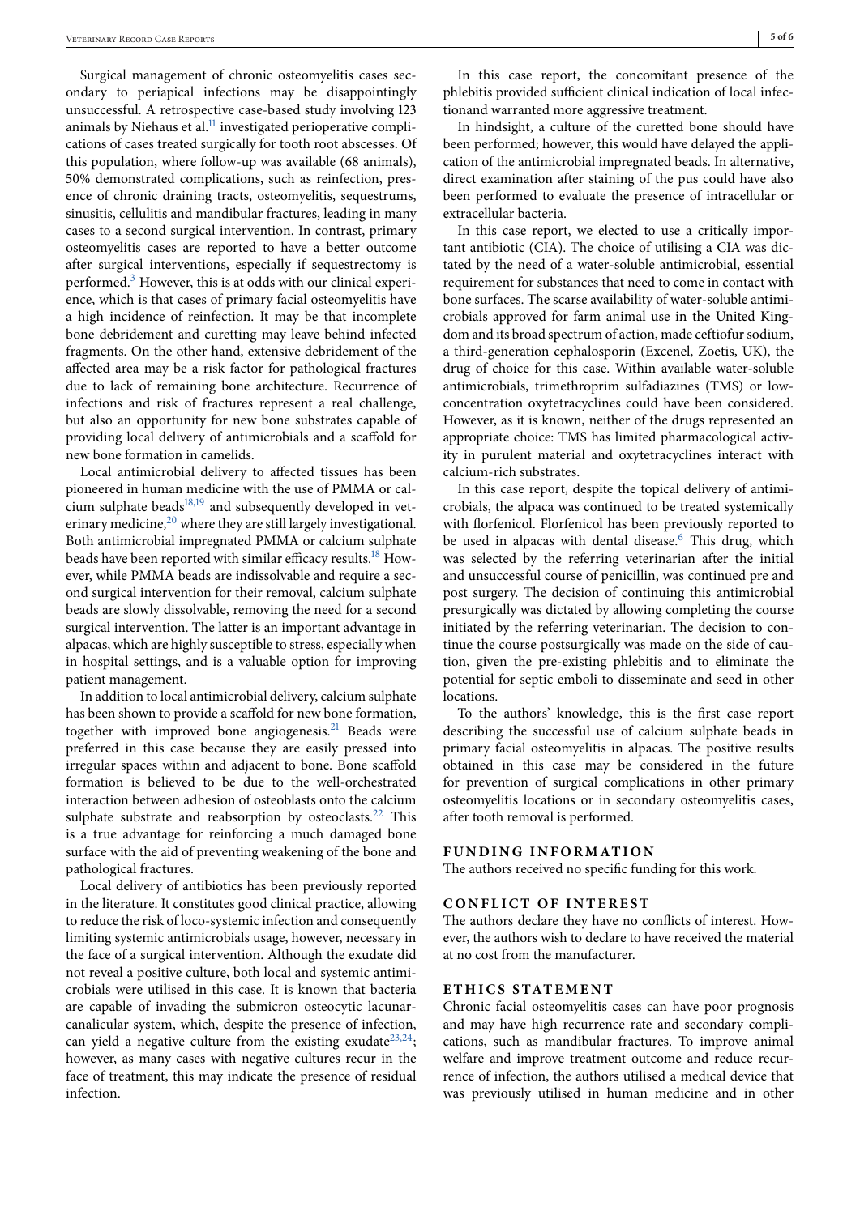Surgical management of chronic osteomyelitis cases secondary to periapical infections may be disappointingly unsuccessful. A retrospective case-based study involving 123 animals by Niehaus et al.[11] investigated perioperative complications of cases treated surgically for tooth root abscesses. Of this population, where follow-up was available (68 animals), 50% demonstrated complications, such as reinfection, presence of chronic draining tracts, osteomyelitis, sequestrums, sinusitis, cellulitis and mandibular fractures, leading in many cases to a second surgical intervention. In contrast, primary osteomyelitis cases are reported to have a better outcome after surgical interventions, especially if sequestrectomy is performed.[3] However, this is at odds with our clinical experience, which is that cases of primary facial osteomyelitis have a high incidence of reinfection. It may be that incomplete bone debridement and curetting may leave behind infected fragments. On the other hand, extensive debridement of the affected area may be a risk factor for pathological fractures due to lack of remaining bone architecture. Recurrence of infections and risk of fractures represent a real challenge, but also an opportunity for new bone substrates capable of providing local delivery of antimicrobials and a scaffold for new bone formation in camelids.

Local antimicrobial delivery to affected tissues has been pioneered in human medicine with the use of PMMA or calcium sulphate beads[18,19] and subsequently developed in veterinary medicine,[20] where they are still largely investigational. Both antimicrobial impregnated PMMA or calcium sulphate beads have been reported with similar efficacy results.[18] However, while PMMA beads are indissolvable and require a second surgical intervention for their removal, calcium sulphate beads are slowly dissolvable, removing the need for a second surgical intervention. The latter is an important advantage in alpacas, which are highly susceptible to stress, especially when in hospital settings, and is a valuable option for improving patient management.

In addition to local antimicrobial delivery, calcium sulphate has been shown to provide a scaffold for new bone formation, together with improved bone angiogenesis.[21] Beads were preferred in this case because they are easily pressed into irregular spaces within and adjacent to bone. Bone scaffold formation is believed to be due to the well-orchestrated interaction between adhesion of osteoblasts onto the calcium sulphate substrate and reabsorption by osteoclasts.[22] This is a true advantage for reinforcing a much damaged bone surface with the aid of preventing weakening of the bone and pathological fractures.

Local delivery of antibiotics has been previously reported in the literature. It constitutes good clinical practice, allowing to reduce the risk of loco-systemic infection and consequently limiting systemic antimicrobials usage, however, necessary in the face of a surgical intervention. Although the exudate did not reveal a positive culture, both local and systemic antimicrobials were utilised in this case. It is known that bacteria are capable of invading the submicron osteocytic lacunar-canalicular system, which, despite the presence of infection, can yield a negative culture from the existing exudate[23,24]; however, as many cases with negative cultures recur in the face of treatment, this may indicate the presence of residual infection.

In this case report, the concomitant presence of the phlebitis provided sufficient clinical indication of local infectionand warranted more aggressive treatment.

In hindsight, a culture of the curetted bone should have been performed; however, this would have delayed the application of the antimicrobial impregnated beads. In alternative, direct examination after staining of the pus could have also been performed to evaluate the presence of intracellular or extracellular bacteria.

In this case report, we elected to use a critically important antibiotic (CIA). The choice of utilising a CIA was dictated by the need of a water-soluble antimicrobial, essential requirement for substances that need to come in contact with bone surfaces. The scarse availability of water-soluble antimicrobials approved for farm animal use in the United Kingdom and its broad spectrum of action, made ceftiofur sodium, a third-generation cephalosporin (Excenel, Zoetis, UK), the drug of choice for this case. Within available water-soluble antimicrobials, trimethroprim sulfadiazines (TMS) or low-concentration oxytetracyclines could have been considered. However, as it is known, neither of the drugs represented an appropriate choice: TMS has limited pharmacological activity in purulent material and oxytetracyclines interact with calcium-rich substrates.

In this case report, despite the topical delivery of antimicrobials, the alpaca was continued to be treated systemically with florfenicol. Florfenicol has been previously reported to be used in alpacas with dental disease.[6] This drug, which was selected by the referring veterinarian after the initial and unsuccessful course of penicillin, was continued pre and post surgery. The decision of continuing this antimicrobial presurgically was dictated by allowing completing the course initiated by the referring veterinarian. The decision to continue the course postsurgically was made on the side of caution, given the pre-existing phlebitis and to eliminate the potential for septic emboli to disseminate and seed in other locations.

To the authors' knowledge, this is the first case report describing the successful use of calcium sulphate beads in primary facial osteomyelitis in alpacas. The positive results obtained in this case may be considered in the future for prevention of surgical complications in other primary osteomyelitis locations or in secondary osteomyelitis cases, after tooth removal is performed.

## FUNDING INFORMATION

The authors received no specific funding for this work.

## CONFLICT OF INTEREST

The authors declare they have no conflicts of interest. However, the authors wish to declare to have received the material at no cost from the manufacturer.

## ETHICS STATEMENT

Chronic facial osteomyelitis cases can have poor prognosis and may have high recurrence rate and secondary complications, such as mandibular fractures. To improve animal welfare and improve treatment outcome and reduce recurrence of infection, the authors utilised a medical device that was previously utilised in human medicine and in other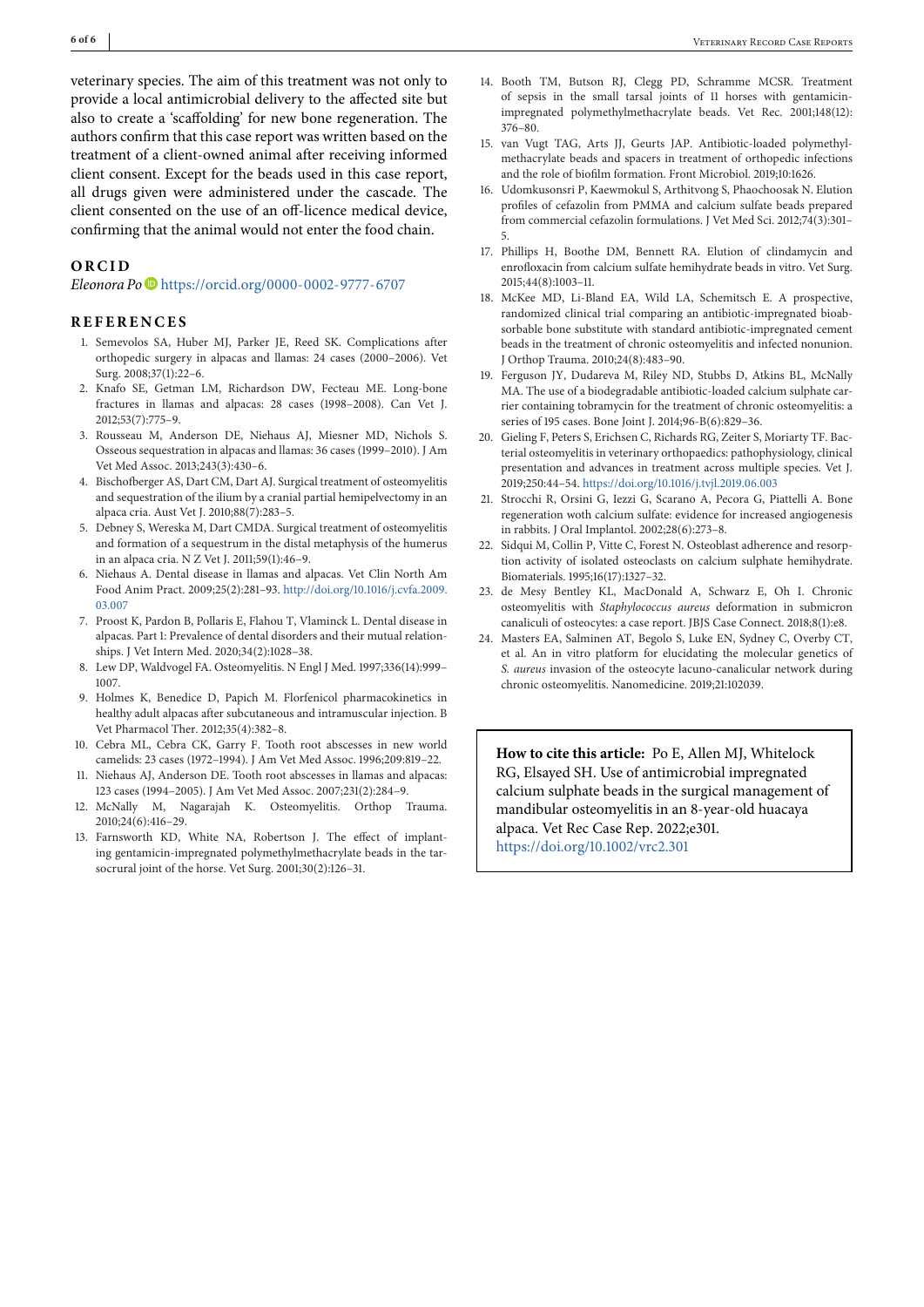veterinary species. The aim of this treatment was not only to provide a local antimicrobial delivery to the affected site but also to create a 'scaffolding' for new bone regeneration. The authors confirm that this case report was written based on the treatment of a client-owned animal after receiving informed client consent. Except for the beads used in this case report, all drugs given were administered under the cascade. The client consented on the use of an off-licence medical device, confirming that the animal would not enter the food chain.

## ORCID

*Eleonora Po* https://orcid.org/0000-0002-9777-6707

## REFERENCES

1. Semevolos SA, Huber MJ, Parker JE, Reed SK. Complications after orthopedic surgery in alpacas and llamas: 24 cases (2000–2006). Vet Surg. 2008;37(1):22–6.
2. Knafo SE, Getman LM, Richardson DW, Fecteau ME. Long-bone fractures in llamas and alpacas: 28 cases (1998–2008). Can Vet J. 2012;53(7):775–9.
3. Rousseau M, Anderson DE, Niehaus AJ, Miesner MD, Nichols S. Osseous sequestration in alpacas and llamas: 36 cases (1999–2010). J Am Vet Med Assoc. 2013;243(3):430–6.
4. Bischofberger AS, Dart CM, Dart AJ. Surgical treatment of osteomyelitis and sequestration of the ilium by a cranial partial hemipelvectomy in an alpaca cria. Aust Vet J. 2010;88(7):283–5.
5. Debney S, Wereska M, Dart CMDA. Surgical treatment of osteomyelitis and formation of a sequestrum in the distal metaphysis of the humerus in an alpaca cria. N Z Vet J. 2011;59(1):46–9.
6. Niehaus A. Dental disease in llamas and alpacas. Vet Clin North Am Food Anim Pract. 2009;25(2):281–93. http://doi.org/10.1016/j.cvfa.2009.03.007
7. Proost K, Pardon B, Pollaris E, Flahou T, Vlaminck L. Dental disease in alpacas. Part 1: Prevalence of dental disorders and their mutual relationships. J Vet Intern Med. 2020;34(2):1028–38.
8. Lew DP, Waldvogel FA. Osteomyelitis. N Engl J Med. 1997;336(14):999–1007.
9. Holmes K, Benedice D, Papich M. Florfenicol pharmacokinetics in healthy adult alpacas after subcutaneous and intramuscular injection. B Vet Pharmacol Ther. 2012;35(4):382–8.
10. Cebra ML, Cebra CK, Garry F. Tooth root abscesses in new world camelids: 23 cases (1972–1994). J Am Vet Med Assoc. 1996;209:819–22.
11. Niehaus AJ, Anderson DE. Tooth root abscesses in llamas and alpacas: 123 cases (1994–2005). J Am Vet Med Assoc. 2007;231(2):284–9.
12. McNally M, Nagarajah K. Osteomyelitis. Orthop Trauma. 2010;24(6):416–29.
13. Farnsworth KD, White NA, Robertson J. The effect of implanting gentamicin-impregnated polymethylmethacrylate beads in the tarsocrural joint of the horse. Vet Surg. 2001;30(2):126–31.
14. Booth TM, Butson RJ, Clegg PD, Schramme MCSR. Treatment of sepsis in the small tarsal joints of 11 horses with gentamicin-impregnated polymethylmethacrylate beads. Vet Rec. 2001;148(12):376–80.
15. van Vugt TAG, Arts JJ, Geurts JAP. Antibiotic-loaded polymethylmethacrylate beads and spacers in treatment of orthopedic infections and the role of biofilm formation. Front Microbiol. 2019;10:1626.
16. Udomkusonsri P, Kaewmokul S, Arthitvong S, Phaochoosak N. Elution profiles of cefazolin from PMMA and calcium sulfate beads prepared from commercial cefazolin formulations. J Vet Med Sci. 2012;74(3):301–5.
17. Phillips H, Boothe DM, Bennett RA. Elution of clindamycin and enrofloxacin from calcium sulfate hemihydrate beads in vitro. Vet Surg. 2015;44(8):1003–11.
18. McKee MD, Li-Bland EA, Wild LA, Schemitsch E. A prospective, randomized clinical trial comparing an antibiotic-impregnated bioabsorbable bone substitute with standard antibiotic-impregnated cement beads in the treatment of chronic osteomyelitis and infected nonunion. J Orthop Trauma. 2010;24(8):483–90.
19. Ferguson JY, Dudareva M, Riley ND, Stubbs D, Atkins BL, McNally MA. The use of a biodegradable antibiotic-loaded calcium sulphate carrier containing tobramycin for the treatment of chronic osteomyelitis: a series of 195 cases. Bone Joint J. 2014;96-B(6):829–36.
20. Gieling F, Peters S, Erichsen C, Richards RG, Zeiter S, Moriarty TF. Bacterial osteomyelitis in veterinary orthopaedics: pathophysiology, clinical presentation and advances in treatment across multiple species. Vet J. 2019;250:44–54. https://doi.org/10.1016/j.tvjl.2019.06.003
21. Strocchi R, Orsini G, Iezzi G, Scarano A, Pecora G, Piattelli A. Bone regeneration woth calcium sulfate: evidence for increased angiogenesis in rabbits. J Oral Implantol. 2002;28(6):273–8.
22. Sidqui M, Collin P, Vitte C, Forest N. Osteoblast adherence and resorption activity of isolated osteoclasts on calcium sulphate hemihydrate. Biomaterials. 1995;16(17):1327–32.
23. de Mesy Bentley KL, MacDonald A, Schwarz E, Oh I. Chronic osteomyelitis with *Staphylococcus aureus* deformation in submicron canaliculi of osteocytes: a case report. JBJS Case Connect. 2018;8(1):e8.
24. Masters EA, Salminen AT, Begolo S, Luke EN, Sydney C, Overby CT, et al. An in vitro platform for elucidating the molecular genetics of *S. aureus* invasion of the osteocyte lacuno-canalicular network during chronic osteomyelitis. Nanomedicine. 2019;21:102039.

**How to cite this article:** Po E, Allen MJ, Whitelock RG, Elsayed SH. Use of antimicrobial impregnated calcium sulphate beads in the surgical management of mandibular osteomyelitis in an 8-year-old huacaya alpaca. Vet Rec Case Rep. 2022;e301. https://doi.org/10.1002/vrc2.301